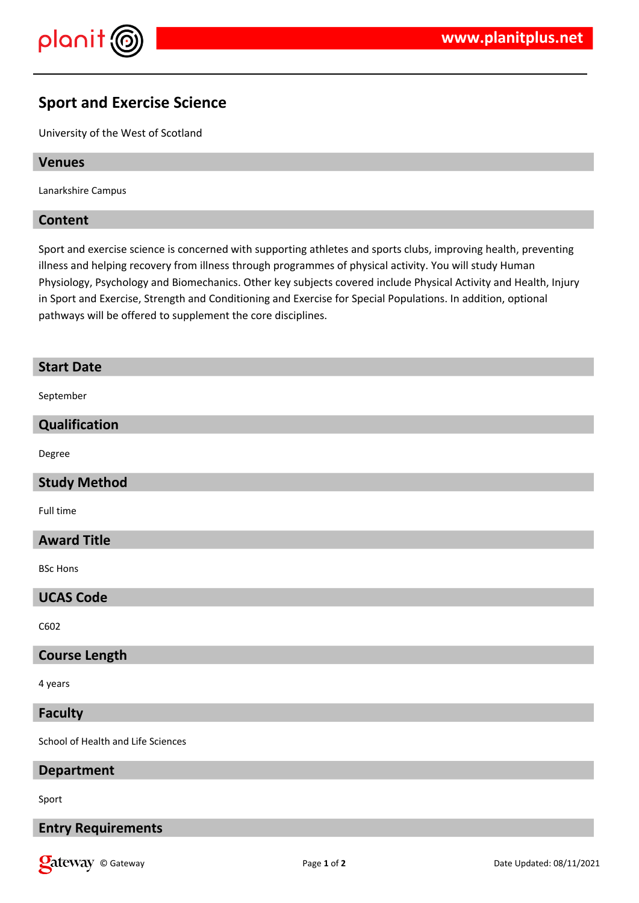# Sport and Exercise Science

University of the West of Scotland

## Venues

Lanarkshire Campus

## Content

Sport and exercise science is concerned with supporting athletes and sports clubs, improving health, preventing illness and helping recovery from illness through programmes of physical activity. You will study Human Physiology, Psychology and Biomechanics. Other key subjects covered include Physical Activity and Health, Injury in Sport and Exercise, Strength and Conditioning and Exercise for Special Populations. In addition, optional pathways will be offered to supplement the core disciplines.

## Start Date

September

## Qualification

Degree

## Study Method

Full time

## Award Title

BSc Hons

## UCAS Code

C602

## Course Length

4 years

## Faculty

School of Health and Life Sciences

## Department

Sport

## Entry Requirements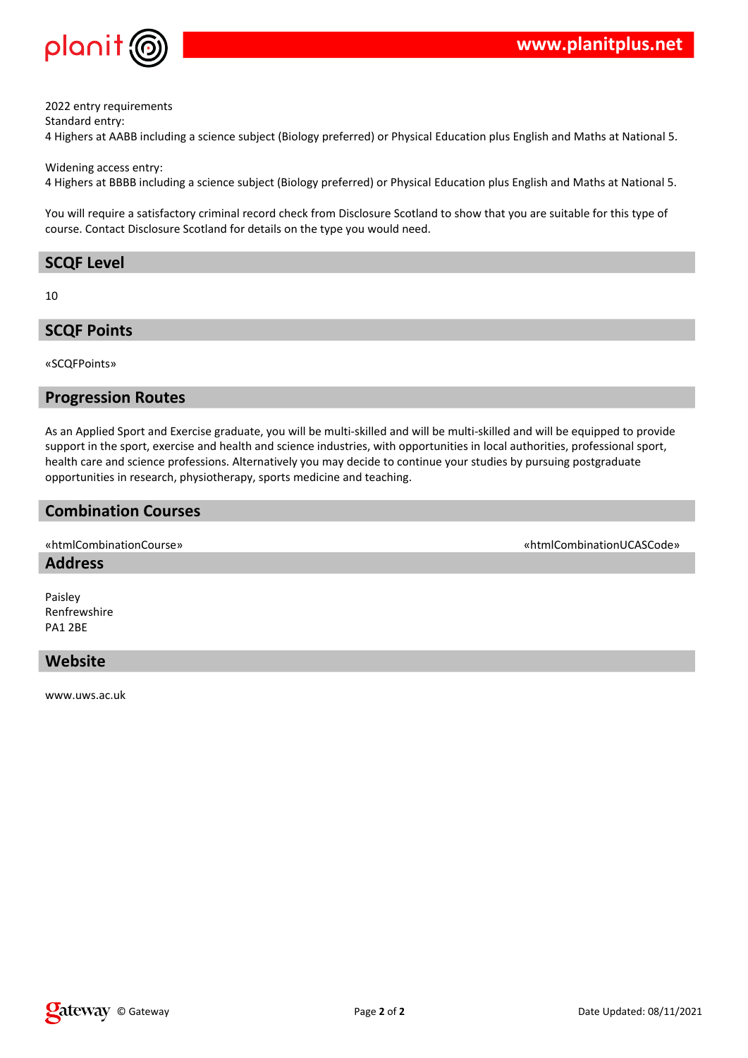2022 entry requirements
Standard entry:
4 Highers at AABB including a science subject (Biology preferred) or Physical Education plus English and Maths at National 5.

Widening access entry:
4 Highers at BBBB including a science subject (Biology preferred) or Physical Education plus English and Maths at National 5.

You will require a satisfactory criminal record check from Disclosure Scotland to show that you are suitable for this type of course. Contact Disclosure Scotland for details on the type you would need.

## SCQF Level

10

## SCQF Points

«SCQFPoints»

## Progression Routes

As an Applied Sport and Exercise graduate, you will be multi-skilled and will be multi-skilled and will be equipped to provide support in the sport, exercise and health and science industries, with opportunities in local authorities, professional sport, health care and science professions. Alternatively you may decide to continue your studies by pursuing postgraduate opportunities in research, physiotherapy, sports medicine and teaching.

## Combination Courses

«htmlCombinationCourse» «htmlCombinationUCASCode»

## Address

Paisley
Renfrewshire
PA1 2BE

## Website

www.uws.ac.uk